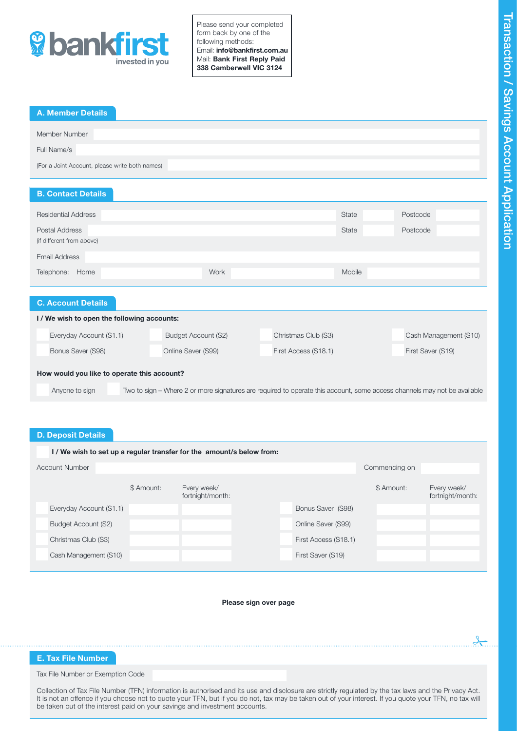bankfirst
invested in you

Please send your completed form back by one of the following methods:
Email: **info@bankfirst.com.au**
Mail: **Bank First Reply Paid 338 Camberwell VIC 3124**

# Transaction / Savings Account Application

## A. Member Details

Member Number

Full Name/s

(For a Joint Account, please write both names)

## B. Contact Details

| Residential Address | | State | | Postcode | |
|---|---|---|---|---|---|
| Postal Address (if different from above) | | State | | Postcode | |

Email Address

| Telephone: Home | | Work | | Mobile | |
|---|---|---|---|---|---|

## C. Account Details

**I / We wish to open the following accounts:**

| | | | |
|---|---|---|---|
| Everyday Account (S1.1) | Budget Account (S2) | Christmas Club (S3) | Cash Management (S10) |
| Bonus Saver (S98) | Online Saver (S99) | First Access (S18.1) | First Saver (S19) |

**How would you like to operate this account?**

Anyone to sign

Two to sign – Where 2 or more signatures are required to operate this account, some access channels may not be available

## D. Deposit Details

**I / We wish to set up a regular transfer for the amount/s below from:**

Account Number

Commencing on

| | $ Amount: | Every week/ fortnight/month: | | $ Amount: | Every week/ fortnight/month: |
|---|---|---|---|---|---|
| Everyday Account (S1.1) | | | Bonus Saver (S98) | | |
| Budget Account (S2) | | | Online Saver (S99) | | |
| Christmas Club (S3) | | | First Access (S18.1) | | |
| Cash Management (S10) | | | First Saver (S19) | | |

**Please sign over page**

## E. Tax File Number

Tax File Number or Exemption Code

Collection of Tax File Number (TFN) information is authorised and its use and disclosure are strictly regulated by the tax laws and the Privacy Act. It is not an offence if you choose not to quote your TFN, but if you do not, tax may be taken out of your interest. If you quote your TFN, no tax will be taken out of the interest paid on your savings and investment accounts.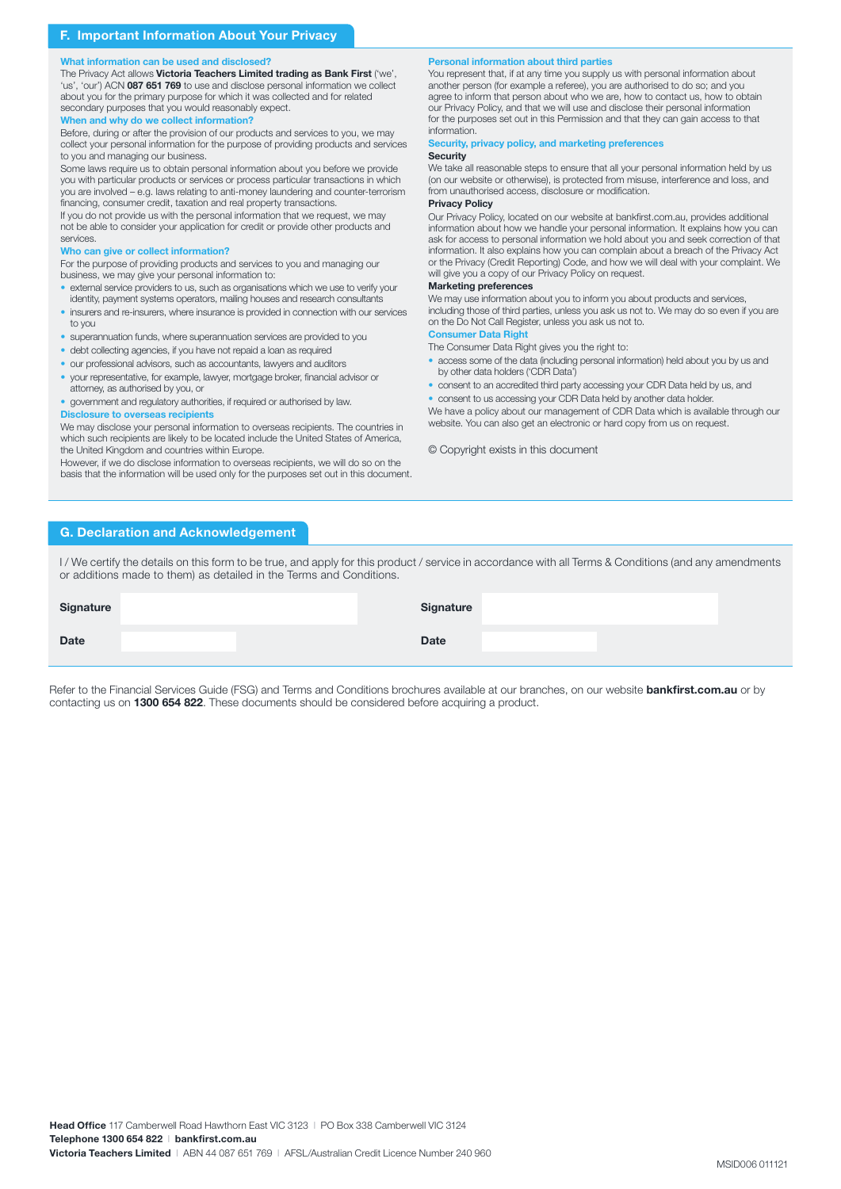## F. Important Information About Your Privacy

### What information can be used and disclosed?

The Privacy Act allows **Victoria Teachers Limited trading as Bank First** ('we', 'us', 'our') ACN **087 651 769** to use and disclose personal information we collect about you for the primary purpose for which it was collected and for related secondary purposes that you would reasonably expect.

### When and why do we collect information?

Before, during or after the provision of our products and services to you, we may collect your personal information for the purpose of providing products and services to you and managing our business.

Some laws require us to obtain personal information about you before we provide you with particular products or services or process particular transactions in which you are involved – e.g. laws relating to anti-money laundering and counter-terrorism financing, consumer credit, taxation and real property transactions.

If you do not provide us with the personal information that we request, we may not be able to consider your application for credit or provide other products and services.

### Who can give or collect information?

For the purpose of providing products and services to you and managing our business, we may give your personal information to:

- external service providers to us, such as organisations which we use to verify your identity, payment systems operators, mailing houses and research consultants
- insurers and re-insurers, where insurance is provided in connection with our services to you
- superannuation funds, where superannuation services are provided to you
- debt collecting agencies, if you have not repaid a loan as required
- our professional advisors, such as accountants, lawyers and auditors
- your representative, for example, lawyer, mortgage broker, financial advisor or attorney, as authorised by you, or
- government and regulatory authorities, if required or authorised by law.

### Disclosure to overseas recipients

We may disclose your personal information to overseas recipients. The countries in which such recipients are likely to be located include the United States of America, the United Kingdom and countries within Europe.

However, if we do disclose information to overseas recipients, we will do so on the basis that the information will be used only for the purposes set out in this document.

### Personal information about third parties

You represent that, if at any time you supply us with personal information about another person (for example a referee), you are authorised to do so; and you agree to inform that person about who we are, how to contact us, how to obtain our Privacy Policy, and that we will use and disclose their personal information for the purposes set out in this Permission and that they can gain access to that information.

### Security, privacy policy, and marketing preferences

**Security**

We take all reasonable steps to ensure that all your personal information held by us (on our website or otherwise), is protected from misuse, interference and loss, and from unauthorised access, disclosure or modification.

**Privacy Policy**

Our Privacy Policy, located on our website at bankfirst.com.au, provides additional information about how we handle your personal information. It explains how you can ask for access to personal information we hold about you and seek correction of that information. It also explains how you can complain about a breach of the Privacy Act or the Privacy (Credit Reporting) Code, and how we will deal with your complaint. We will give you a copy of our Privacy Policy on request.

**Marketing preferences**

We may use information about you to inform you about products and services, including those of third parties, unless you ask us not to. We may do so even if you are on the Do Not Call Register, unless you ask us not to.

### Consumer Data Right

The Consumer Data Right gives you the right to:

- access some of the data (including personal information) held about you by us and by other data holders ('CDR Data')
- consent to an accredited third party accessing your CDR Data held by us, and
- consent to us accessing your CDR Data held by another data holder.

We have a policy about our management of CDR Data which is available through our website. You can also get an electronic or hard copy from us on request.

© Copyright exists in this document

## G. Declaration and Acknowledgement

I / We certify the details on this form to be true, and apply for this product / service in accordance with all Terms & Conditions (and any amendments or additions made to them) as detailed in the Terms and Conditions.

| | | | |
|---|---|---|---|
| **Signature** | | **Signature** | |
| **Date** | | **Date** | |

Refer to the Financial Services Guide (FSG) and Terms and Conditions brochures available at our branches, on our website **bankfirst.com.au** or by contacting us on **1300 654 822**. These documents should be considered before acquiring a product.

**Head Office** 117 Camberwell Road Hawthorn East VIC 3123 | PO Box 338 Camberwell VIC 3124
**Telephone 1300 654 822** | **bankfirst.com.au**
**Victoria Teachers Limited** | ABN 44 087 651 769 | AFSL/Australian Credit Licence Number 240 960

MSID006 011121